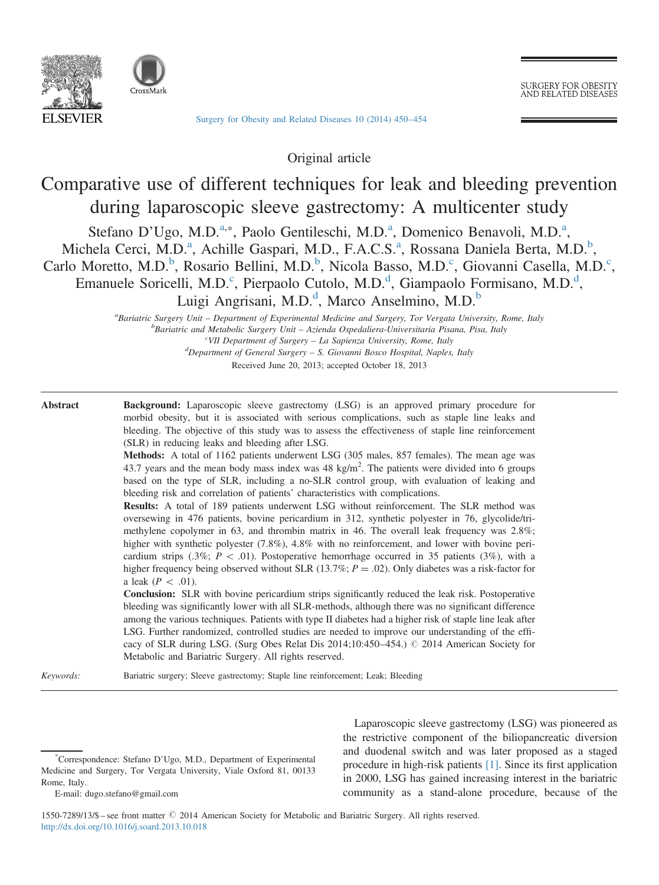Original article

# Comparative use of different techniques for leak and bleeding prevention during laparoscopic sleeve gastrectomy: A multicenter study

Stefano D'Ugo, M.D.[a,*], Paolo Gentileschi, M.D.[a], Domenico Benavoli, M.D.[a], Michela Cerci, M.D.[a], Achille Gaspari, M.D., F.A.C.S.[a], Rossana Daniela Berta, M.D.[b], Carlo Moretto, M.D.[b], Rosario Bellini, M.D.[b], Nicola Basso, M.D.[c], Giovanni Casella, M.D.[c], Emanuele Soricelli, M.D.[c], Pierpaolo Cutolo, M.D.[d], Giampaolo Formisano, M.D.[d], Luigi Angrisani, M.D.[d], Marco Anselmino, M.D.[b]

[a]*Bariatric Surgery Unit – Department of Experimental Medicine and Surgery, Tor Vergata University, Rome, Italy*
[b]*Bariatric and Metabolic Surgery Unit – Azienda Ospedaliera-Universitaria Pisana, Pisa, Italy*
[c]*VII Department of Surgery – La Sapienza University, Rome, Italy*
[d]*Department of General Surgery – S. Giovanni Bosco Hospital, Naples, Italy*

Received June 20, 2013; accepted October 18, 2013

**Abstract**

**Background:** Laparoscopic sleeve gastrectomy (LSG) is an approved primary procedure for morbid obesity, but it is associated with serious complications, such as staple line leaks and bleeding. The objective of this study was to assess the effectiveness of staple line reinforcement (SLR) in reducing leaks and bleeding after LSG.

**Methods:** A total of 1162 patients underwent LSG (305 males, 857 females). The mean age was 43.7 years and the mean body mass index was 48 kg/m$^2$. The patients were divided into 6 groups based on the type of SLR, including a no-SLR control group, with evaluation of leaking and bleeding risk and correlation of patients' characteristics with complications.

**Results:** A total of 189 patients underwent LSG without reinforcement. The SLR method was oversewing in 476 patients, bovine pericardium in 312, synthetic polyester in 76, glycolide/tri-methylene copolymer in 63, and thrombin matrix in 46. The overall leak frequency was 2.8%; higher with synthetic polyester (7.8%), 4.8% with no reinforcement, and lower with bovine pericardium strips (.3%; $P < .01$). Postoperative hemorrhage occurred in 35 patients (3%), with a higher frequency being observed without SLR (13.7%; $P = .02$). Only diabetes was a risk-factor for a leak ($P < .01$).

**Conclusion:** SLR with bovine pericardium strips significantly reduced the leak risk. Postoperative bleeding was significantly lower with all SLR-methods, although there was no significant difference among the various techniques. Patients with type II diabetes had a higher risk of staple line leak after LSG. Further randomized, controlled studies are needed to improve our understanding of the efficacy of SLR during LSG. (Surg Obes Relat Dis 2014;10:450–454.) © 2014 American Society for Metabolic and Bariatric Surgery. All rights reserved.

*Keywords:* Bariatric surgery; Sleeve gastrectomy; Staple line reinforcement; Leak; Bleeding

Laparoscopic sleeve gastrectomy (LSG) was pioneered as the restrictive component of the biliopancreatic diversion and duodenal switch and was later proposed as a staged procedure in high-risk patients [1]. Since its first application in 2000, LSG has gained increasing interest in the bariatric community as a stand-alone procedure, because of the

*Correspondence: Stefano D'Ugo, M.D., Department of Experimental Medicine and Surgery, Tor Vergata University, Viale Oxford 81, 00133 Rome, Italy.
E-mail: dugo.stefano@gmail.com

1550-7289/13/$ – see front matter © 2014 American Society for Metabolic and Bariatric Surgery. All rights reserved.
http://dx.doi.org/10.1016/j.soard.2013.10.018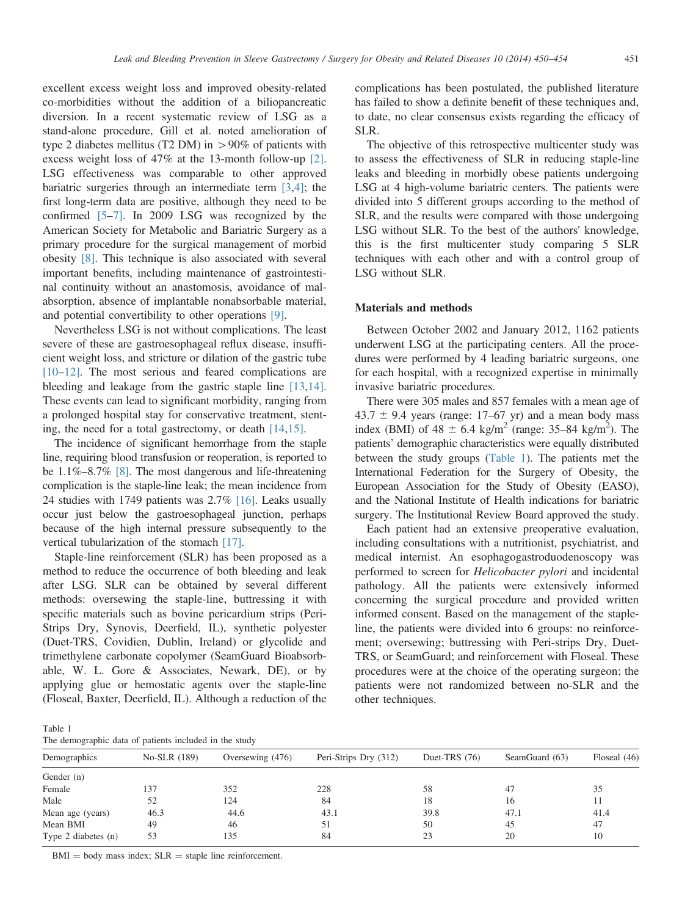excellent excess weight loss and improved obesity-related co-morbidities without the addition of a biliopancreatic diversion. In a recent systematic review of LSG as a stand-alone procedure, Gill et al. noted amelioration of type 2 diabetes mellitus (T2 DM) in >90% of patients with excess weight loss of 47% at the 13-month follow-up [2]. LSG effectiveness was comparable to other approved bariatric surgeries through an intermediate term [3,4]; the first long-term data are positive, although they need to be confirmed [5–7]. In 2009 LSG was recognized by the American Society for Metabolic and Bariatric Surgery as a primary procedure for the surgical management of morbid obesity [8]. This technique is also associated with several important benefits, including maintenance of gastrointestinal continuity without an anastomosis, avoidance of malabsorption, absence of implantable nonabsorbable material, and potential convertibility to other operations [9].

Nevertheless LSG is not without complications. The least severe of these are gastroesophageal reflux disease, insufficient weight loss, and stricture or dilation of the gastric tube [10–12]. The most serious and feared complications are bleeding and leakage from the gastric staple line [13,14]. These events can lead to significant morbidity, ranging from a prolonged hospital stay for conservative treatment, stenting, the need for a total gastrectomy, or death [14,15].

The incidence of significant hemorrhage from the staple line, requiring blood transfusion or reoperation, is reported to be 1.1%–8.7% [8]. The most dangerous and life-threatening complication is the staple-line leak; the mean incidence from 24 studies with 1749 patients was 2.7% [16]. Leaks usually occur just below the gastroesophageal junction, perhaps because of the high internal pressure subsequently to the vertical tubularization of the stomach [17].

Staple-line reinforcement (SLR) has been proposed as a method to reduce the occurrence of both bleeding and leak after LSG. SLR can be obtained by several different methods: oversewing the staple-line, buttressing it with specific materials such as bovine pericardium strips (Peri-Strips Dry, Synovis, Deerfield, IL), synthetic polyester (Duet-TRS, Covidien, Dublin, Ireland) or glycolide and trimethylene carbonate copolymer (SeamGuard Bioabsorbable, W. L. Gore & Associates, Newark, DE), or by applying glue or hemostatic agents over the staple-line (Floseal, Baxter, Deerfield, IL). Although a reduction of the complications has been postulated, the published literature has failed to show a definite benefit of these techniques and, to date, no clear consensus exists regarding the efficacy of SLR.

The objective of this retrospective multicenter study was to assess the effectiveness of SLR in reducing staple-line leaks and bleeding in morbidly obese patients undergoing LSG at 4 high-volume bariatric centers. The patients were divided into 5 different groups according to the method of SLR, and the results were compared with those undergoing LSG without SLR. To the best of the authors' knowledge, this is the first multicenter study comparing 5 SLR techniques with each other and with a control group of LSG without SLR.

## Materials and methods

Between October 2002 and January 2012, 1162 patients underwent LSG at the participating centers. All the procedures were performed by 4 leading bariatric surgeons, one for each hospital, with a recognized expertise in minimally invasive bariatric procedures.

There were 305 males and 857 females with a mean age of 43.7 ± 9.4 years (range: 17–67 yr) and a mean body mass index (BMI) of 48 ± 6.4 kg/m$^2$ (range: 35–84 kg/m$^2$). The patients' demographic characteristics were equally distributed between the study groups (Table 1). The patients met the International Federation for the Surgery of Obesity, the European Association for the Study of Obesity (EASO), and the National Institute of Health indications for bariatric surgery. The Institutional Review Board approved the study.

Each patient had an extensive preoperative evaluation, including consultations with a nutritionist, psychiatrist, and medical internist. An esophagogastroduodenoscopy was performed to screen for *Helicobacter pylori* and incidental pathology. All the patients were extensively informed concerning the surgical procedure and provided written informed consent. Based on the management of the staple-line, the patients were divided into 6 groups: no reinforcement; oversewing; buttressing with Peri-strips Dry, Duet-TRS, or SeamGuard; and reinforcement with Floseal. These procedures were at the choice of the operating surgeon; the patients were not randomized between no-SLR and the other techniques.

Table 1
The demographic data of patients included in the study

| Demographics | No-SLR (189) | Oversewing (476) | Peri-Strips Dry (312) | Duet-TRS (76) | SeamGuard (63) | Floseal (46) |
|---|---|---|---|---|---|---|
| Gender (n) | | | | | | |
| Female | 137 | 352 | 228 | 58 | 47 | 35 |
| Male | 52 | 124 | 84 | 18 | 16 | 11 |
| Mean age (years) | 46.3 | 44.6 | 43.1 | 39.8 | 47.1 | 41.4 |
| Mean BMI | 49 | 46 | 51 | 50 | 45 | 47 |
| Type 2 diabetes (n) | 53 | 135 | 84 | 23 | 20 | 10 |

BMI = body mass index; SLR = staple line reinforcement.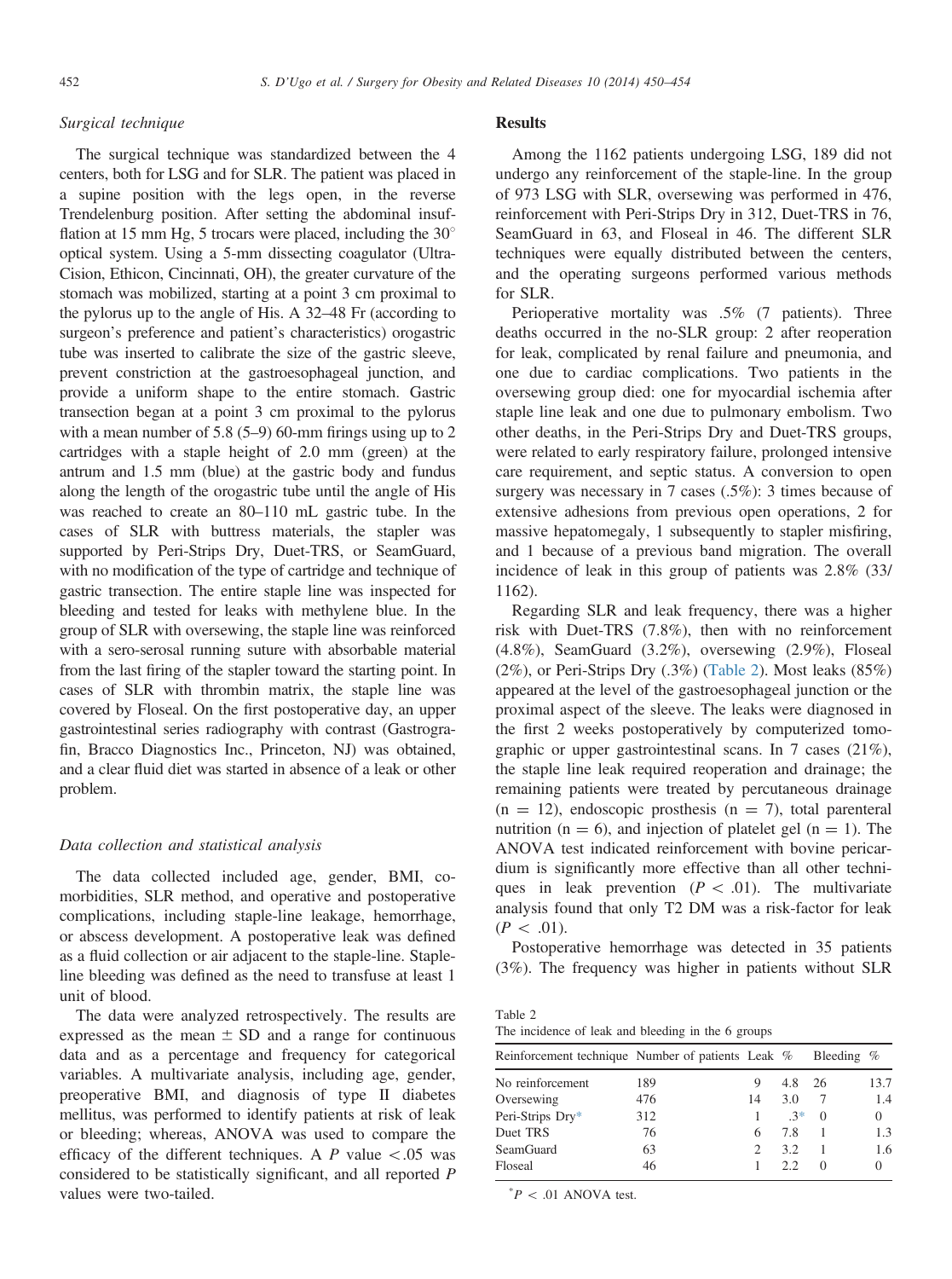### *Surgical technique*

The surgical technique was standardized between the 4 centers, both for LSG and for SLR. The patient was placed in a supine position with the legs open, in the reverse Trendelenburg position. After setting the abdominal insufflation at 15 mm Hg, 5 trocars were placed, including the 30° optical system. Using a 5-mm dissecting coagulator (UltraCision, Ethicon, Cincinnati, OH), the greater curvature of the stomach was mobilized, starting at a point 3 cm proximal to the pylorus up to the angle of His. A 32–48 Fr (according to surgeon's preference and patient's characteristics) orogastric tube was inserted to calibrate the size of the gastric sleeve, prevent constriction at the gastroesophageal junction, and provide a uniform shape to the entire stomach. Gastric transection began at a point 3 cm proximal to the pylorus with a mean number of 5.8 (5–9) 60-mm firings using up to 2 cartridges with a staple height of 2.0 mm (green) at the antrum and 1.5 mm (blue) at the gastric body and fundus along the length of the orogastric tube until the angle of His was reached to create an 80–110 mL gastric tube. In the cases of SLR with buttress materials, the stapler was supported by Peri-Strips Dry, Duet-TRS, or SeamGuard, with no modification of the type of cartridge and technique of gastric transection. The entire staple line was inspected for bleeding and tested for leaks with methylene blue. In the group of SLR with oversewing, the staple line was reinforced with a sero-serosal running suture with absorbable material from the last firing of the stapler toward the starting point. In cases of SLR with thrombin matrix, the staple line was covered by Floseal. On the first postoperative day, an upper gastrointestinal series radiography with contrast (Gastrografin, Bracco Diagnostics Inc., Princeton, NJ) was obtained, and a clear fluid diet was started in absence of a leak or other problem.

### *Data collection and statistical analysis*

The data collected included age, gender, BMI, comorbidities, SLR method, and operative and postoperative complications, including staple-line leakage, hemorrhage, or abscess development. A postoperative leak was defined as a fluid collection or air adjacent to the staple-line. Staple-line bleeding was defined as the need to transfuse at least 1 unit of blood.

The data were analyzed retrospectively. The results are expressed as the mean ± SD and a range for continuous data and as a percentage and frequency for categorical variables. A multivariate analysis, including age, gender, preoperative BMI, and diagnosis of type II diabetes mellitus, was performed to identify patients at risk of leak or bleeding; whereas, ANOVA was used to compare the efficacy of the different techniques. A $P$ value $< .05$ was considered to be statistically significant, and all reported $P$ values were two-tailed.

## Results

Among the 1162 patients undergoing LSG, 189 did not undergo any reinforcement of the staple-line. In the group of 973 LSG with SLR, oversewing was performed in 476, reinforcement with Peri-Strips Dry in 312, Duet-TRS in 76, SeamGuard in 63, and Floseal in 46. The different SLR techniques were equally distributed between the centers, and the operating surgeons performed various methods for SLR.

Perioperative mortality was .5% (7 patients). Three deaths occurred in the no-SLR group: 2 after reoperation for leak, complicated by renal failure and pneumonia, and one due to cardiac complications. Two patients in the oversewing group died: one for myocardial ischemia after staple line leak and one due to pulmonary embolism. Two other deaths, in the Peri-Strips Dry and Duet-TRS groups, were related to early respiratory failure, prolonged intensive care requirement, and septic status. A conversion to open surgery was necessary in 7 cases (.5%): 3 times because of extensive adhesions from previous open operations, 2 for massive hepatomegaly, 1 subsequently to stapler misfiring, and 1 because of a previous band migration. The overall incidence of leak in this group of patients was 2.8% (33/1162).

Regarding SLR and leak frequency, there was a higher risk with Duet-TRS (7.8%), then with no reinforcement (4.8%), SeamGuard (3.2%), oversewing (2.9%), Floseal (2%), or Peri-Strips Dry (.3%) (Table 2). Most leaks (85%) appeared at the level of the gastroesophageal junction or the proximal aspect of the sleeve. The leaks were diagnosed in the first 2 weeks postoperatively by computerized tomographic or upper gastrointestinal scans. In 7 cases (21%), the staple line leak required reoperation and drainage; the remaining patients were treated by percutaneous drainage ($n = 12$), endoscopic prosthesis ($n = 7$), total parenteral nutrition ($n = 6$), and injection of platelet gel ($n = 1$). The ANOVA test indicated reinforcement with bovine pericardium is significantly more effective than all other techniques in leak prevention ($P < .01$). The multivariate analysis found that only T2 DM was a risk-factor for leak ($P < .01$).

Postoperative hemorrhage was detected in 35 patients (3%). The frequency was higher in patients without SLR

Table 2
The incidence of leak and bleeding in the 6 groups

| Reinforcement technique | Number of patients | Leak | % | Bleeding | % |
|---|---|---|---|---|---|
| No reinforcement | 189 | 9 | 4.8 | 26 | 13.7 |
| Oversewing | 476 | 14 | 3.0 | 7 | 1.4 |
| Peri-Strips Dry* | 312 | 1 | .3* | 0 | 0 |
| Duet TRS | 76 | 6 | 7.8 | 1 | 1.3 |
| SeamGuard | 63 | 2 | 3.2 | 1 | 1.6 |
| Floseal | 46 | 1 | 2.2 | 0 | 0 |

*$P < .01$ ANOVA test.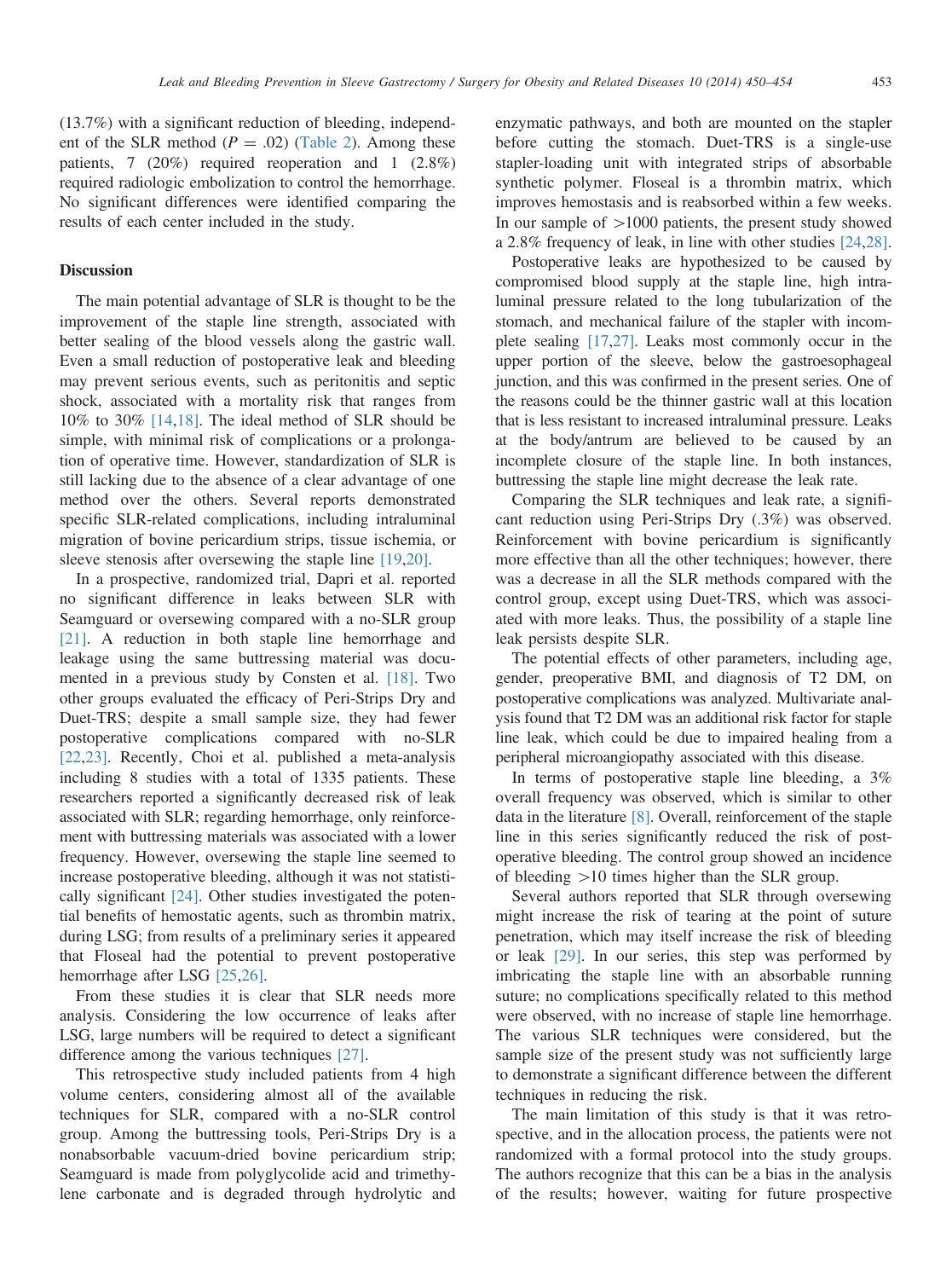(13.7%) with a significant reduction of bleeding, independent of the SLR method ($P = .02$) (Table 2). Among these patients, 7 (20%) required reoperation and 1 (2.8%) required radiologic embolization to control the hemorrhage. No significant differences were identified comparing the results of each center included in the study.

## Discussion

The main potential advantage of SLR is thought to be the improvement of the staple line strength, associated with better sealing of the blood vessels along the gastric wall. Even a small reduction of postoperative leak and bleeding may prevent serious events, such as peritonitis and septic shock, associated with a mortality risk that ranges from 10% to 30% [14,18]. The ideal method of SLR should be simple, with minimal risk of complications or a prolongation of operative time. However, standardization of SLR is still lacking due to the absence of a clear advantage of one method over the others. Several reports demonstrated specific SLR-related complications, including intraluminal migration of bovine pericardium strips, tissue ischemia, or sleeve stenosis after oversewing the staple line [19,20].

In a prospective, randomized trial, Dapri et al. reported no significant difference in leaks between SLR with Seamguard or oversewing compared with a no-SLR group [21]. A reduction in both staple line hemorrhage and leakage using the same buttressing material was documented in a previous study by Consten et al. [18]. Two other groups evaluated the efficacy of Peri-Strips Dry and Duet-TRS; despite a small sample size, they had fewer postoperative complications compared with no-SLR [22,23]. Recently, Choi et al. published a meta-analysis including 8 studies with a total of 1335 patients. These researchers reported a significantly decreased risk of leak associated with SLR; regarding hemorrhage, only reinforcement with buttressing materials was associated with a lower frequency. However, oversewing the staple line seemed to increase postoperative bleeding, although it was not statistically significant [24]. Other studies investigated the potential benefits of hemostatic agents, such as thrombin matrix, during LSG; from results of a preliminary series it appeared that Floseal had the potential to prevent postoperative hemorrhage after LSG [25,26].

From these studies it is clear that SLR needs more analysis. Considering the low occurrence of leaks after LSG, large numbers will be required to detect a significant difference among the various techniques [27].

This retrospective study included patients from 4 high volume centers, considering almost all of the available techniques for SLR, compared with a no-SLR control group. Among the buttressing tools, Peri-Strips Dry is a nonabsorbable vacuum-dried bovine pericardium strip; Seamguard is made from polyglycolide acid and trimethylene carbonate and is degraded through hydrolytic and enzymatic pathways, and both are mounted on the stapler before cutting the stomach. Duet-TRS is a single-use stapler-loading unit with integrated strips of absorbable synthetic polymer. Floseal is a thrombin matrix, which improves hemostasis and is reabsorbed within a few weeks. In our sample of >1000 patients, the present study showed a 2.8% frequency of leak, in line with other studies [24,28].

Postoperative leaks are hypothesized to be caused by compromised blood supply at the staple line, high intraluminal pressure related to the long tubularization of the stomach, and mechanical failure of the stapler with incomplete sealing [17,27]. Leaks most commonly occur in the upper portion of the sleeve, below the gastroesophageal junction, and this was confirmed in the present series. One of the reasons could be the thinner gastric wall at this location that is less resistant to increased intraluminal pressure. Leaks at the body/antrum are believed to be caused by an incomplete closure of the staple line. In both instances, buttressing the staple line might decrease the leak rate.

Comparing the SLR techniques and leak rate, a significant reduction using Peri-Strips Dry (.3%) was observed. Reinforcement with bovine pericardium is significantly more effective than all the other techniques; however, there was a decrease in all the SLR methods compared with the control group, except using Duet-TRS, which was associated with more leaks. Thus, the possibility of a staple line leak persists despite SLR.

The potential effects of other parameters, including age, gender, preoperative BMI, and diagnosis of T2 DM, on postoperative complications was analyzed. Multivariate analysis found that T2 DM was an additional risk factor for staple line leak, which could be due to impaired healing from a peripheral microangiopathy associated with this disease.

In terms of postoperative staple line bleeding, a 3% overall frequency was observed, which is similar to other data in the literature [8]. Overall, reinforcement of the staple line in this series significantly reduced the risk of postoperative bleeding. The control group showed an incidence of bleeding >10 times higher than the SLR group.

Several authors reported that SLR through oversewing might increase the risk of tearing at the point of suture penetration, which may itself increase the risk of bleeding or leak [29]. In our series, this step was performed by imbricating the staple line with an absorbable running suture; no complications specifically related to this method were observed, with no increase of staple line hemorrhage. The various SLR techniques were considered, but the sample size of the present study was not sufficiently large to demonstrate a significant difference between the different techniques in reducing the risk.

The main limitation of this study is that it was retrospective, and in the allocation process, the patients were not randomized with a formal protocol into the study groups. The authors recognize that this can be a bias in the analysis of the results; however, waiting for future prospective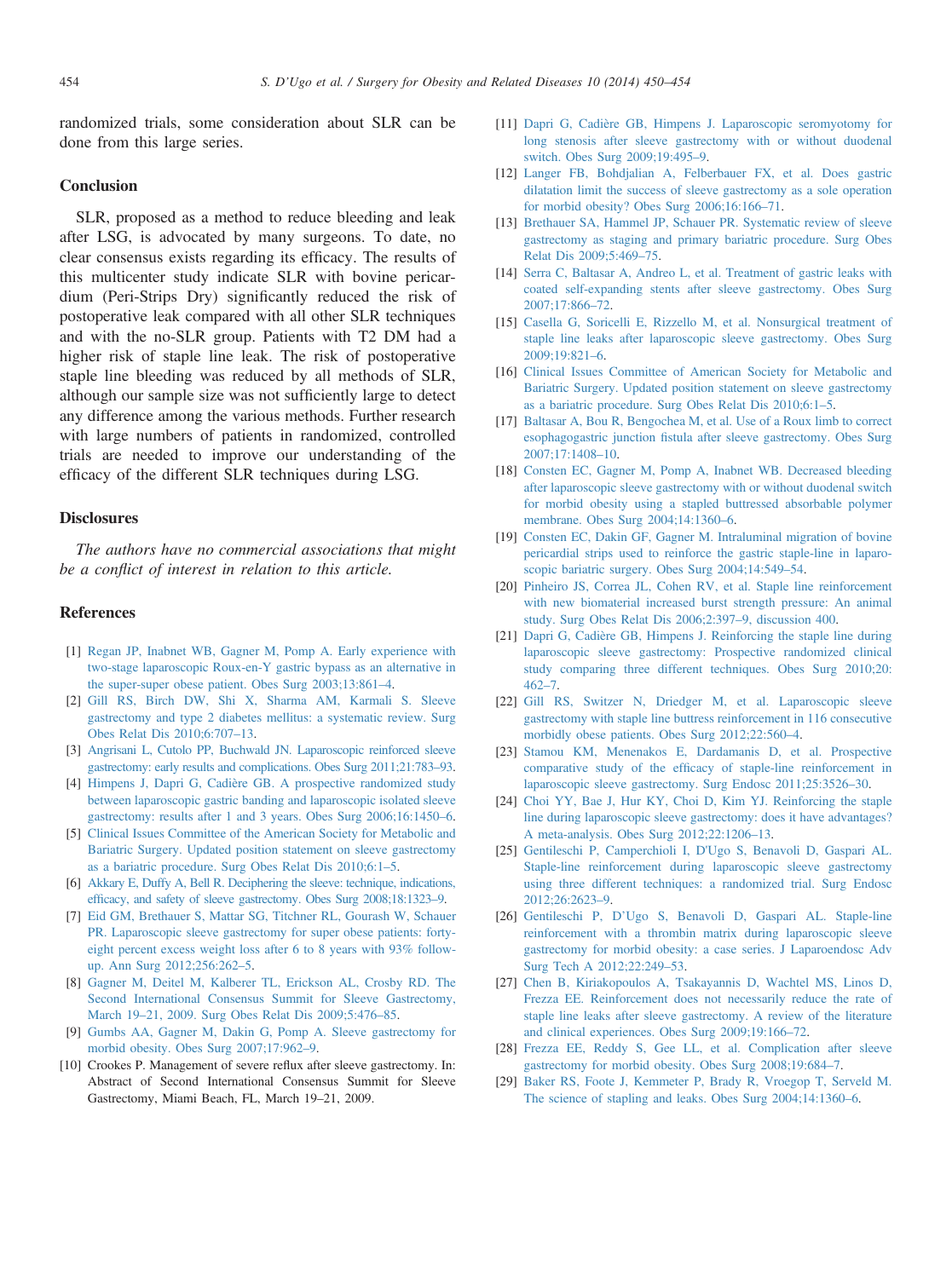randomized trials, some consideration about SLR can be done from this large series.

## Conclusion

SLR, proposed as a method to reduce bleeding and leak after LSG, is advocated by many surgeons. To date, no clear consensus exists regarding its efficacy. The results of this multicenter study indicate SLR with bovine pericardium (Peri-Strips Dry) significantly reduced the risk of postoperative leak compared with all other SLR techniques and with the no-SLR group. Patients with T2 DM had a higher risk of staple line leak. The risk of postoperative staple line bleeding was reduced by all methods of SLR, although our sample size was not sufficiently large to detect any difference among the various methods. Further research with large numbers of patients in randomized, controlled trials are needed to improve our understanding of the efficacy of the different SLR techniques during LSG.

## Disclosures

*The authors have no commercial associations that might be a conflict of interest in relation to this article.*

## References

[1] Regan JP, Inabnet WB, Gagner M, Pomp A. Early experience with two-stage laparoscopic Roux-en-Y gastric bypass as an alternative in the super-super obese patient. Obes Surg 2003;13:861–4.

[2] Gill RS, Birch DW, Shi X, Sharma AM, Karmali S. Sleeve gastrectomy and type 2 diabetes mellitus: a systematic review. Surg Obes Relat Dis 2010;6:707–13.

[3] Angrisani L, Cutolo PP, Buchwald JN. Laparoscopic reinforced sleeve gastrectomy: early results and complications. Obes Surg 2011;21:783–93.

[4] Himpens J, Dapri G, Cadière GB. A prospective randomized study between laparoscopic gastric banding and laparoscopic isolated sleeve gastrectomy: results after 1 and 3 years. Obes Surg 2006;16:1450–6.

[5] Clinical Issues Committee of the American Society for Metabolic and Bariatric Surgery. Updated position statement on sleeve gastrectomy as a bariatric procedure. Surg Obes Relat Dis 2010;6:1–5.

[6] Akkary E, Duffy A, Bell R. Deciphering the sleeve: technique, indications, efficacy, and safety of sleeve gastrectomy. Obes Surg 2008;18:1323–9.

[7] Eid GM, Brethauer S, Mattar SG, Titchner RL, Gourash W, Schauer PR. Laparoscopic sleeve gastrectomy for super obese patients: forty-eight percent excess weight loss after 6 to 8 years with 93% follow-up. Ann Surg 2012;256:262–5.

[8] Gagner M, Deitel M, Kalberer TL, Erickson AL, Crosby RD. The Second International Consensus Summit for Sleeve Gastrectomy, March 19–21, 2009. Surg Obes Relat Dis 2009;5:476–85.

[9] Gumbs AA, Gagner M, Dakin G, Pomp A. Sleeve gastrectomy for morbid obesity. Obes Surg 2007;17:962–9.

[10] Crookes P. Management of severe reflux after sleeve gastrectomy. In: Abstract of Second International Consensus Summit for Sleeve Gastrectomy, Miami Beach, FL, March 19–21, 2009.

[11] Dapri G, Cadière GB, Himpens J. Laparoscopic seromyotomy for long stenosis after sleeve gastrectomy with or without duodenal switch. Obes Surg 2009;19:495–9.

[12] Langer FB, Bohdjalian A, Felberbauer FX, et al. Does gastric dilatation limit the success of sleeve gastrectomy as a sole operation for morbid obesity? Obes Surg 2006;16:166–71.

[13] Brethauer SA, Hammel JP, Schauer PR. Systematic review of sleeve gastrectomy as staging and primary bariatric procedure. Surg Obes Relat Dis 2009;5:469–75.

[14] Serra C, Baltasar A, Andreo L, et al. Treatment of gastric leaks with coated self-expanding stents after sleeve gastrectomy. Obes Surg 2007;17:866–72.

[15] Casella G, Soricelli E, Rizzello M, et al. Nonsurgical treatment of staple line leaks after laparoscopic sleeve gastrectomy. Obes Surg 2009;19:821–6.

[16] Clinical Issues Committee of American Society for Metabolic and Bariatric Surgery. Updated position statement on sleeve gastrectomy as a bariatric procedure. Surg Obes Relat Dis 2010;6:1–5.

[17] Baltasar A, Bou R, Bengochea M, et al. Use of a Roux limb to correct esophagogastric junction fistula after sleeve gastrectomy. Obes Surg 2007;17:1408–10.

[18] Consten EC, Gagner M, Pomp A, Inabnet WB. Decreased bleeding after laparoscopic sleeve gastrectomy with or without duodenal switch for morbid obesity using a stapled buttressed absorbable polymer membrane. Obes Surg 2004;14:1360–6.

[19] Consten EC, Dakin GF, Gagner M. Intraluminal migration of bovine pericardial strips used to reinforce the gastric staple-line in laparoscopic bariatric surgery. Obes Surg 2004;14:549–54.

[20] Pinheiro JS, Correa JL, Cohen RV, et al. Staple line reinforcement with new biomaterial increased burst strength pressure: An animal study. Surg Obes Relat Dis 2006;2:397–9, discussion 400.

[21] Dapri G, Cadière GB, Himpens J. Reinforcing the staple line during laparoscopic sleeve gastrectomy: Prospective randomized clinical study comparing three different techniques. Obes Surg 2010;20:462–7.

[22] Gill RS, Switzer N, Driedger M, et al. Laparoscopic sleeve gastrectomy with staple line buttress reinforcement in 116 consecutive morbidly obese patients. Obes Surg 2012;22:560–4.

[23] Stamou KM, Menenakos E, Dardamanis D, et al. Prospective comparative study of the efficacy of staple-line reinforcement in laparoscopic sleeve gastrectomy. Surg Endosc 2011;25:3526–30.

[24] Choi YY, Bae J, Hur KY, Choi D, Kim YJ. Reinforcing the staple line during laparoscopic sleeve gastrectomy: does it have advantages? A meta-analysis. Obes Surg 2012;22:1206–13.

[25] Gentileschi P, Camperchioli I, D'Ugo S, Benavoli D, Gaspari AL. Staple-line reinforcement during laparoscopic sleeve gastrectomy using three different techniques: a randomized trial. Surg Endosc 2012;26:2623–9.

[26] Gentileschi P, D'Ugo S, Benavoli D, Gaspari AL. Staple-line reinforcement with a thrombin matrix during laparoscopic sleeve gastrectomy for morbid obesity: a case series. J Laparoendosc Adv Surg Tech A 2012;22:249–53.

[27] Chen B, Kiriakopoulos A, Tsakayannis D, Wachtel MS, Linos D, Frezza EE. Reinforcement does not necessarily reduce the rate of staple line leaks after sleeve gastrectomy. A review of the literature and clinical experiences. Obes Surg 2009;19:166–72.

[28] Frezza EE, Reddy S, Gee LL, et al. Complication after sleeve gastrectomy for morbid obesity. Obes Surg 2008;19:684–7.

[29] Baker RS, Foote J, Kemmeter P, Brady R, Vroegop T, Serveld M. The science of stapling and leaks. Obes Surg 2004;14:1360–6.